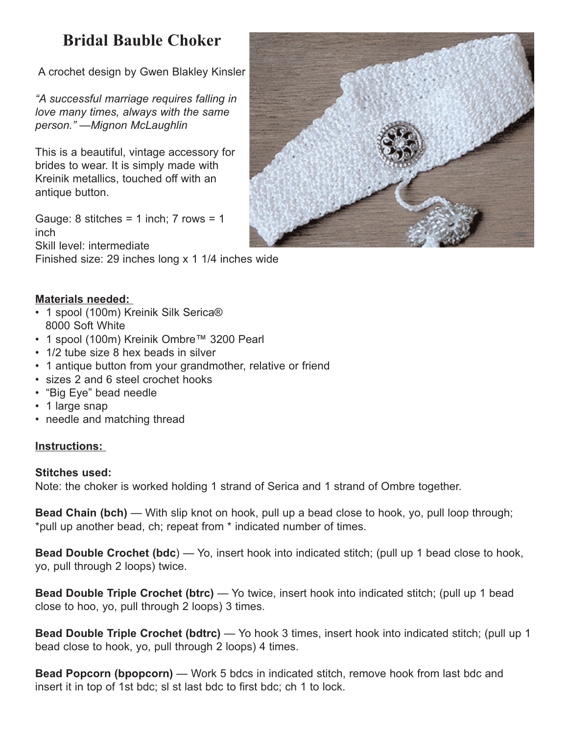# Bridal Bauble Choker

A crochet design by Gwen Blakley Kinsler

*"A successful marriage requires falling in love many times, always with the same person." —Mignon McLaughlin*

This is a beautiful, vintage accessory for brides to wear. It is simply made with Kreinik metallics, touched off with an antique button.

Gauge: 8 stitches = 1 inch; 7 rows = 1 inch
Skill level: intermediate
Finished size: 29 inches long x 1 1/4 inches wide

**Materials needed:**

- 1 spool (100m) Kreinik Silk Serica® 8000 Soft White
- 1 spool (100m) Kreinik Ombre™ 3200 Pearl
- 1/2 tube size 8 hex beads in silver
- 1 antique button from your grandmother, relative or friend
- sizes 2 and 6 steel crochet hooks
- "Big Eye" bead needle
- 1 large snap
- needle and matching thread

**Instructions:**

**Stitches used:**
Note: the choker is worked holding 1 strand of Serica and 1 strand of Ombre together.

**Bead Chain (bch)** — With slip knot on hook, pull up a bead close to hook, yo, pull loop through; *pull up another bead, ch; repeat from * indicated number of times.

**Bead Double Crochet (bdc)** — Yo, insert hook into indicated stitch; (pull up 1 bead close to hook, yo, pull through 2 loops) twice.

**Bead Double Triple Crochet (btrc)** — Yo twice, insert hook into indicated stitch; (pull up 1 bead close to hoo, yo, pull through 2 loops) 3 times.

**Bead Double Triple Crochet (bdtrc)** — Yo hook 3 times, insert hook into indicated stitch; (pull up 1 bead close to hook, yo, pull through 2 loops) 4 times.

**Bead Popcorn (bpopcorn)** — Work 5 bdcs in indicated stitch, remove hook from last bdc and insert it in top of 1st bdc; sl st last bdc to first bdc; ch 1 to lock.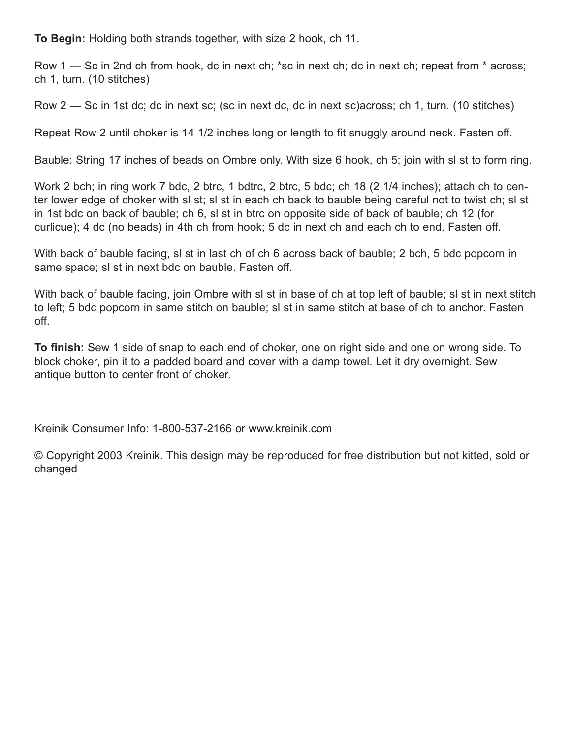**To Begin:** Holding both strands together, with size 2 hook, ch 11.

Row 1 — Sc in 2nd ch from hook, dc in next ch; *sc in next ch; dc in next ch; repeat from * across; ch 1, turn. (10 stitches)

Row 2 — Sc in 1st dc; dc in next sc; (sc in next dc, dc in next sc)across; ch 1, turn. (10 stitches)

Repeat Row 2 until choker is 14 1/2 inches long or length to fit snuggly around neck. Fasten off.

Bauble: String 17 inches of beads on Ombre only. With size 6 hook, ch 5; join with sl st to form ring.

Work 2 bch; in ring work 7 bdc, 2 btrc, 1 bdtrc, 2 btrc, 5 bdc; ch 18 (2 1/4 inches); attach ch to center lower edge of choker with sl st; sl st in each ch back to bauble being careful not to twist ch; sl st in 1st bdc on back of bauble; ch 6, sl st in btrc on opposite side of back of bauble; ch 12 (for curlicue); 4 dc (no beads) in 4th ch from hook; 5 dc in next ch and each ch to end. Fasten off.

With back of bauble facing, sl st in last ch of ch 6 across back of bauble; 2 bch, 5 bdc popcorn in same space; sl st in next bdc on bauble. Fasten off.

With back of bauble facing, join Ombre with sl st in base of ch at top left of bauble; sl st in next stitch to left; 5 bdc popcorn in same stitch on bauble; sl st in same stitch at base of ch to anchor. Fasten off.

**To finish:** Sew 1 side of snap to each end of choker, one on right side and one on wrong side. To block choker, pin it to a padded board and cover with a damp towel. Let it dry overnight. Sew antique button to center front of choker.

Kreinik Consumer Info: 1-800-537-2166 or www.kreinik.com

© Copyright 2003 Kreinik. This design may be reproduced for free distribution but not kitted, sold or changed